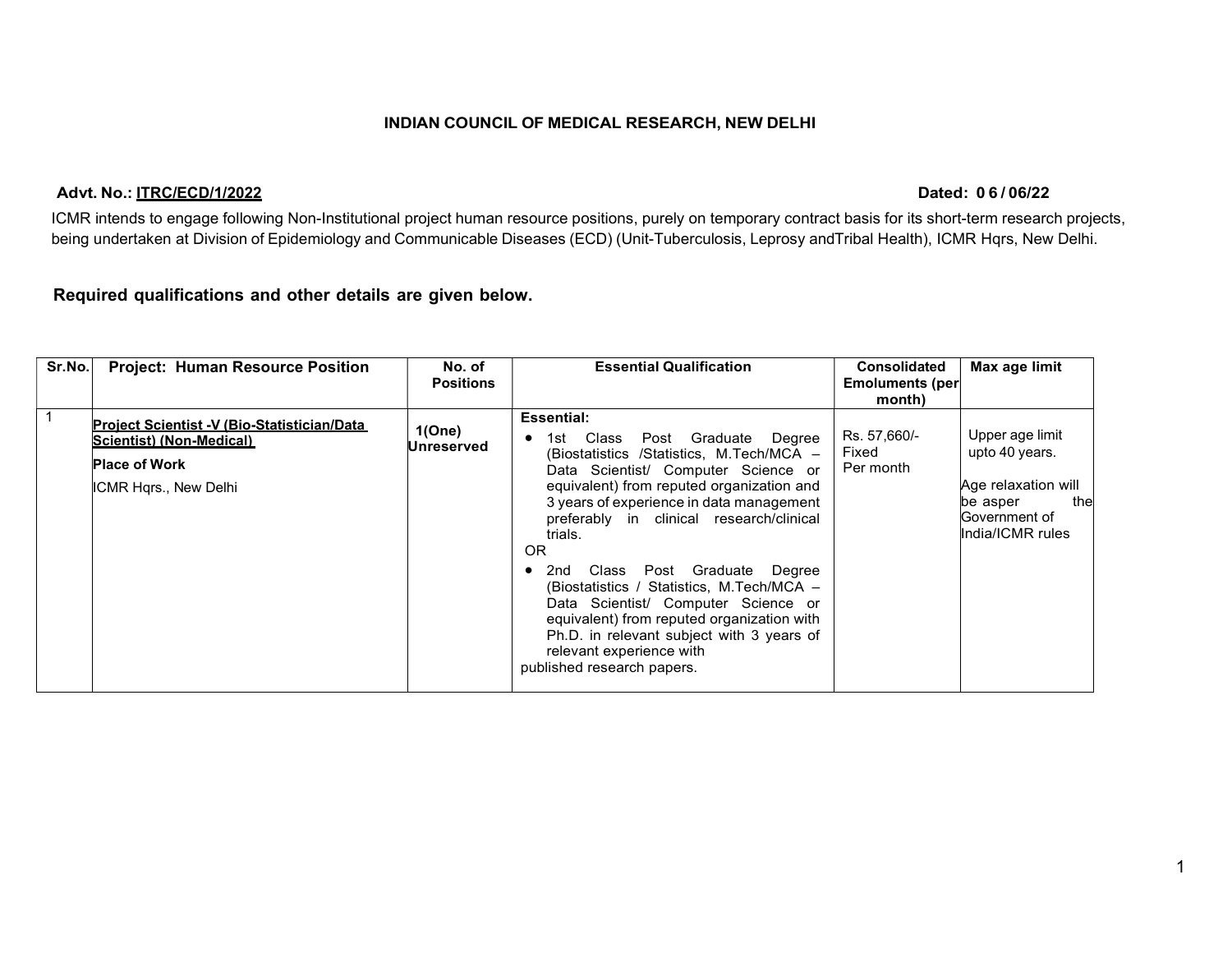# INDIAN COUNCIL OF MEDICAL RESEARCH, NEW DELHI

**Advt. No.: ITRC/ECD/1/2022** **Dated: 0 6 / 06/22**

ICMR intends to engage following Non-Institutional project human resource positions, purely on temporary contract basis for its short-term research projects, being undertaken at Division of Epidemiology and Communicable Diseases (ECD) (Unit-Tuberculosis, Leprosy andTribal Health), ICMR Hqrs, New Delhi.

## Required qualifications and other details are given below.

| Sr.No. | Project: Human Resource Position | No. of Positions | Essential Qualification | Consolidated Emoluments (per month) | Max age limit |
|---|---|---|---|---|---|
| 1 | **Project Scientist -V (Bio-Statistician/Data Scientist) (Non-Medical)**<br>**Place of Work**<br>ICMR Hqrs., New Delhi | **1(One) Unreserved** | **Essential:**<br>• 1st Class Post Graduate Degree (Biostatistics /Statistics, M.Tech/MCA – Data Scientist/ Computer Science or equivalent) from reputed organization and 3 years of experience in data management preferably in clinical research/clinical trials.<br>OR<br>• 2nd Class Post Graduate Degree (Biostatistics / Statistics, M.Tech/MCA – Data Scientist/ Computer Science or equivalent) from reputed organization with Ph.D. in relevant subject with 3 years of relevant experience with published research papers. | Rs. 57,660/- Fixed Per month | Upper age limit upto 40 years.<br>Age relaxation will be asper the Government of India/ICMR rules |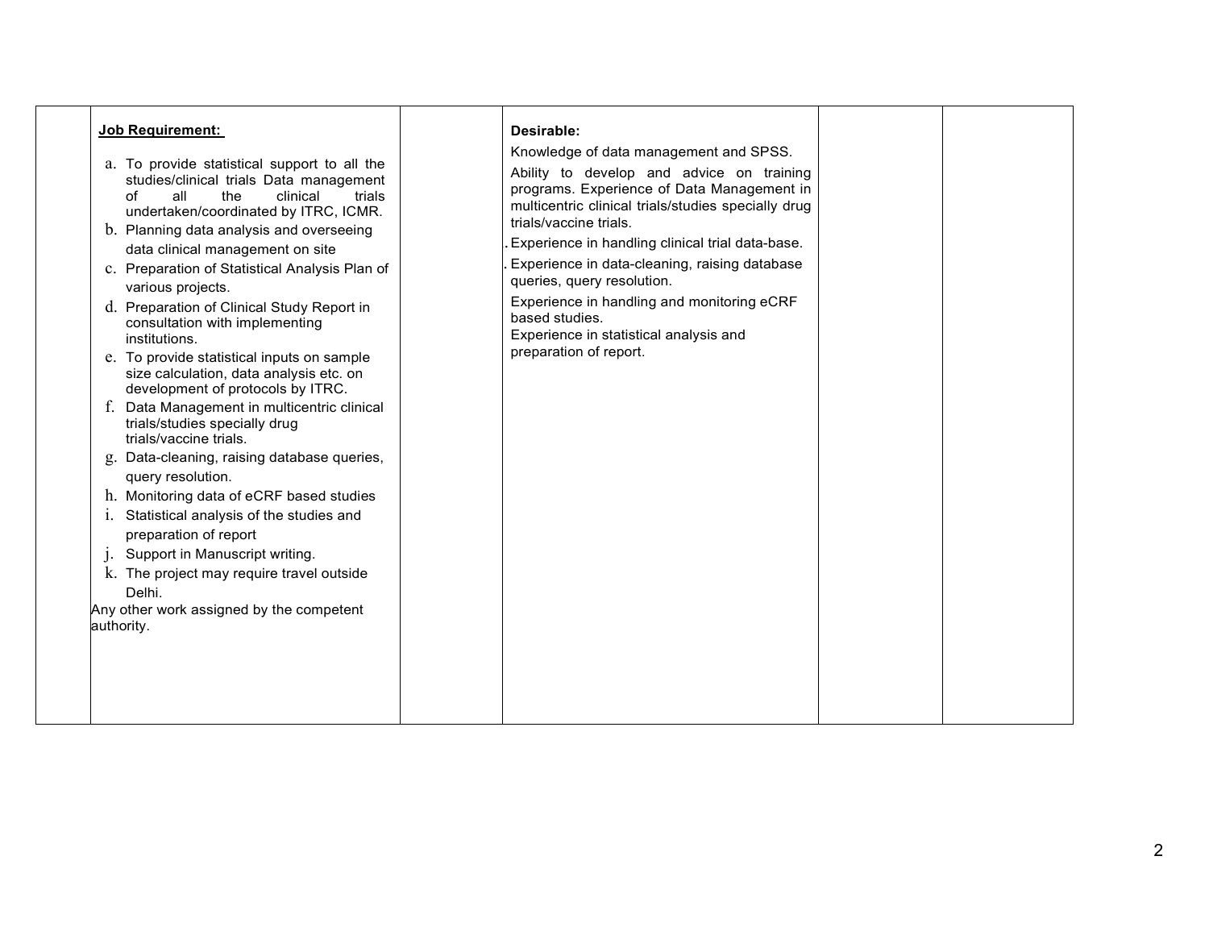| | | | | | |
|---|---|---|---|---|---|
| | **Job Requirement:**<br><br>a. To provide statistical support to all the studies/clinical trials Data management of all the clinical trials undertaken/coordinated by ITRC, ICMR.<br>b. Planning data analysis and overseeing data clinical management on site<br>c. Preparation of Statistical Analysis Plan of various projects.<br>d. Preparation of Clinical Study Report in consultation with implementing institutions.<br>e. To provide statistical inputs on sample size calculation, data analysis etc. on development of protocols by ITRC.<br>f. Data Management in multicentric clinical trials/studies specially drug trials/vaccine trials.<br>g. Data-cleaning, raising database queries, query resolution.<br>h. Monitoring data of eCRF based studies<br>i. Statistical analysis of the studies and preparation of report<br>j. Support in Manuscript writing.<br>k. The project may require travel outside Delhi.<br>Any other work assigned by the competent authority. | | **Desirable:**<br><br>Knowledge of data management and SPSS.<br>Ability to develop and advice on training programs. Experience of Data Management in multicentric clinical trials/studies specially drug trials/vaccine trials.<br>. Experience in handling clinical trial data-base.<br>. Experience in data-cleaning, raising database queries, query resolution.<br>Experience in handling and monitoring eCRF based studies.<br>Experience in statistical analysis and preparation of report. | | |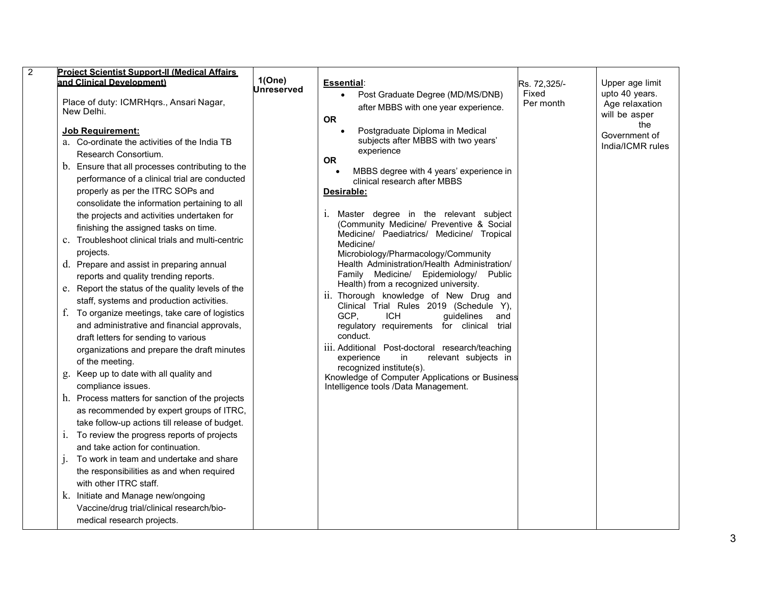| 2 | **Project Scientist Support-II (Medical Affairs and Clinical Development)**<br><br>Place of duty: ICMRHqrs., Ansari Nagar, New Delhi.<br><br>**Job Requirement:**<br>a. Co-ordinate the activities of the India TB Research Consortium.<br>b. Ensure that all processes contributing to the performance of a clinical trial are conducted properly as per the ITRC SOPs and consolidate the information pertaining to all the projects and activities undertaken for finishing the assigned tasks on time.<br>c. Troubleshoot clinical trials and multi-centric projects.<br>d. Prepare and assist in preparing annual reports and quality trending reports.<br>e. Report the status of the quality levels of the staff, systems and production activities.<br>f. To organize meetings, take care of logistics and administrative and financial approvals, draft letters for sending to various organizations and prepare the draft minutes of the meeting.<br>g. Keep up to date with all quality and compliance issues.<br>h. Process matters for sanction of the projects as recommended by expert groups of ITRC, take follow-up actions till release of budget.<br>i. To review the progress reports of projects and take action for continuation.<br>j. To work in team and undertake and share the responsibilities as and when required with other ITRC staff.<br>k. Initiate and Manage new/ongoing Vaccine/drug trial/clinical research/bio-medical research projects. | 1(One) Unreserved | **Essential**:<br>• Post Graduate Degree (MD/MS/DNB) after MBBS with one year experience.<br>**OR**<br>• Postgraduate Diploma in Medical subjects after MBBS with two years' experience<br>**OR**<br>• MBBS degree with 4 years' experience in clinical research after MBBS<br>**Desirable:**<br>i. Master degree in the relevant subject (Community Medicine/ Preventive & Social Medicine/ Paediatrics/ Medicine/ Tropical Medicine/ Microbiology/Pharmacology/Community Health Administration/Health Administration/ Family Medicine/ Epidemiology/ Public Health) from a recognized university.<br>ii. Thorough knowledge of New Drug and Clinical Trial Rules 2019 (Schedule Y), GCP, ICH guidelines and regulatory requirements for clinical trial conduct.<br>iii. Additional Post-doctoral research/teaching experience in relevant subjects in recognized institute(s).<br>Knowledge of Computer Applications or Business Intelligence tools /Data Management. | Rs. 72,325/- Fixed Per month | Upper age limit upto 40 years. Age relaxation will be asper the Government of India/ICMR rules |
|---|---|---|---|---|---|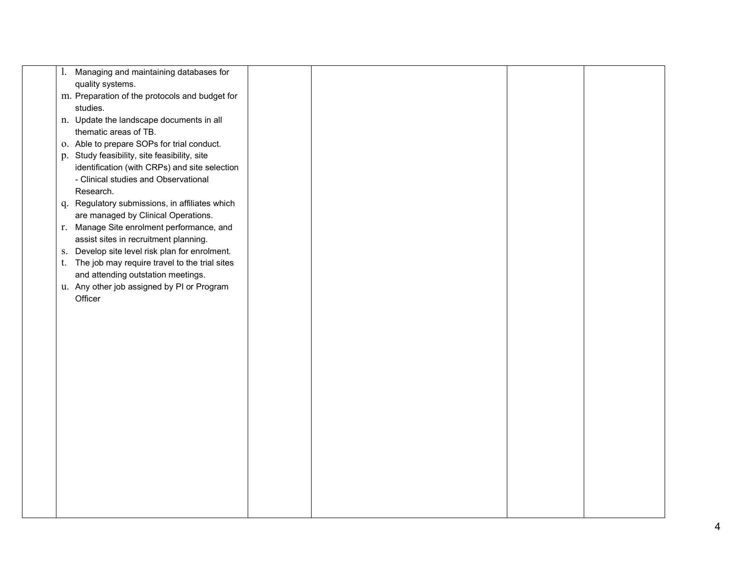|  |  |  |  |  |  |
|---|---|---|---|---|---|
|  | l. Managing and maintaining databases for quality systems.<br>m. Preparation of the protocols and budget for studies.<br>n. Update the landscape documents in all thematic areas of TB.<br>o. Able to prepare SOPs for trial conduct.<br>p. Study feasibility, site feasibility, site identification (with CRPs) and site selection - Clinical studies and Observational Research.<br>q. Regulatory submissions, in affiliates which are managed by Clinical Operations.<br>r. Manage Site enrolment performance, and assist sites in recruitment planning.<br>s. Develop site level risk plan for enrolment.<br>t. The job may require travel to the trial sites and attending outstation meetings.<br>u. Any other job assigned by PI or Program Officer |  |  |  |  |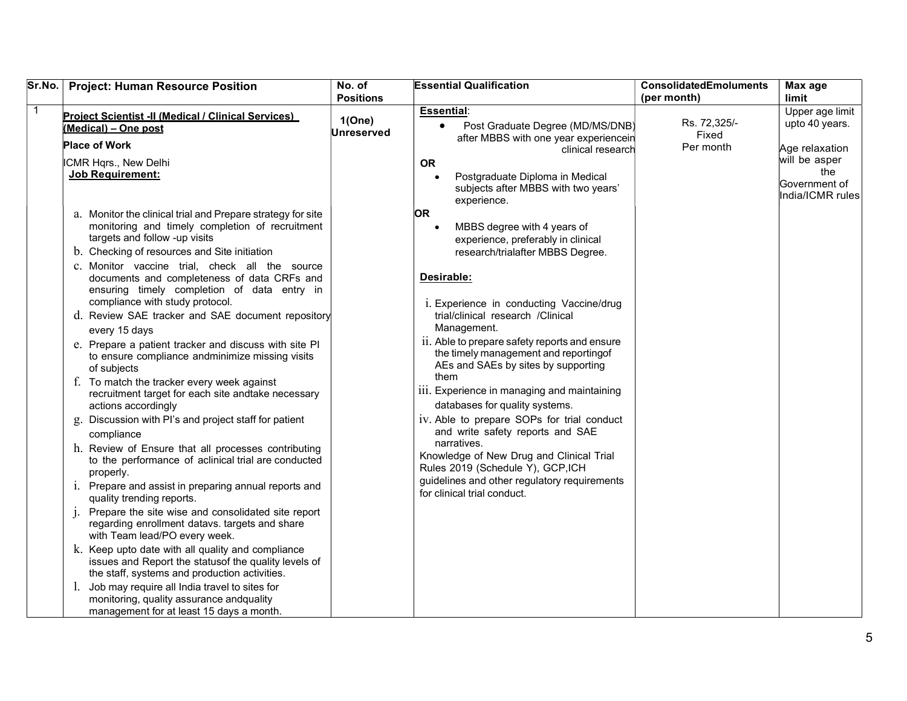| Sr.No. | Project: Human Resource Position | No. of Positions | Essential Qualification | ConsolidatedEmoluments (per month) | Max age limit |
|---|---|---|---|---|---|
| 1 | **Project Scientist -II (Medical / Clinical Services) (Medical) – One post**<br>**Place of Work**<br>ICMR Hqrs., New Delhi<br>**Job Requirement:**<br>a. Monitor the clinical trial and Prepare strategy for site monitoring and timely completion of recruitment targets and follow -up visits<br>b. Checking of resources and Site initiation<br>c. Monitor vaccine trial, check all the source documents and completeness of data CRFs and ensuring timely completion of data entry in compliance with study protocol.<br>d. Review SAE tracker and SAE document repository every 15 days<br>e. Prepare a patient tracker and discuss with site PI to ensure compliance andminimize missing visits of subjects<br>f. To match the tracker every week against recruitment target for each site andtake necessary actions accordingly<br>g. Discussion with PI's and project staff for patient compliance<br>h. Review of Ensure that all processes contributing to the performance of aclinical trial are conducted properly.<br>i. Prepare and assist in preparing annual reports and quality trending reports.<br>j. Prepare the site wise and consolidated site report regarding enrollment datavs. targets and share with Team lead/PO every week.<br>k. Keep upto date with all quality and compliance issues and Report the statusof the quality levels of the staff, systems and production activities.<br>l. Job may require all India travel to sites for monitoring, quality assurance andquality management for at least 15 days a month. | 1(One) Unreserved | **Essential**:<br>• Post Graduate Degree (MD/MS/DNB) after MBBS with one year experiencein clinical research<br>**OR**<br>• Postgraduate Diploma in Medical subjects after MBBS with two years' experience.<br>**OR**<br>• MBBS degree with 4 years of experience, preferably in clinical research/trialafter MBBS Degree.<br>**Desirable:**<br>i. Experience in conducting Vaccine/drug trial/clinical research /Clinical Management.<br>ii. Able to prepare safety reports and ensure the timely management and reportingof AEs and SAEs by sites by supporting them<br>iii. Experience in managing and maintaining databases for quality systems.<br>iv. Able to prepare SOPs for trial conduct and write safety reports and SAE narratives.<br>Knowledge of New Drug and Clinical Trial Rules 2019 (Schedule Y), GCP,ICH guidelines and other regulatory requirements for clinical trial conduct. | Rs. 72,325/- Fixed Per month | Upper age limit upto 40 years.<br>Age relaxation will be asper the Government of India/ICMR rules |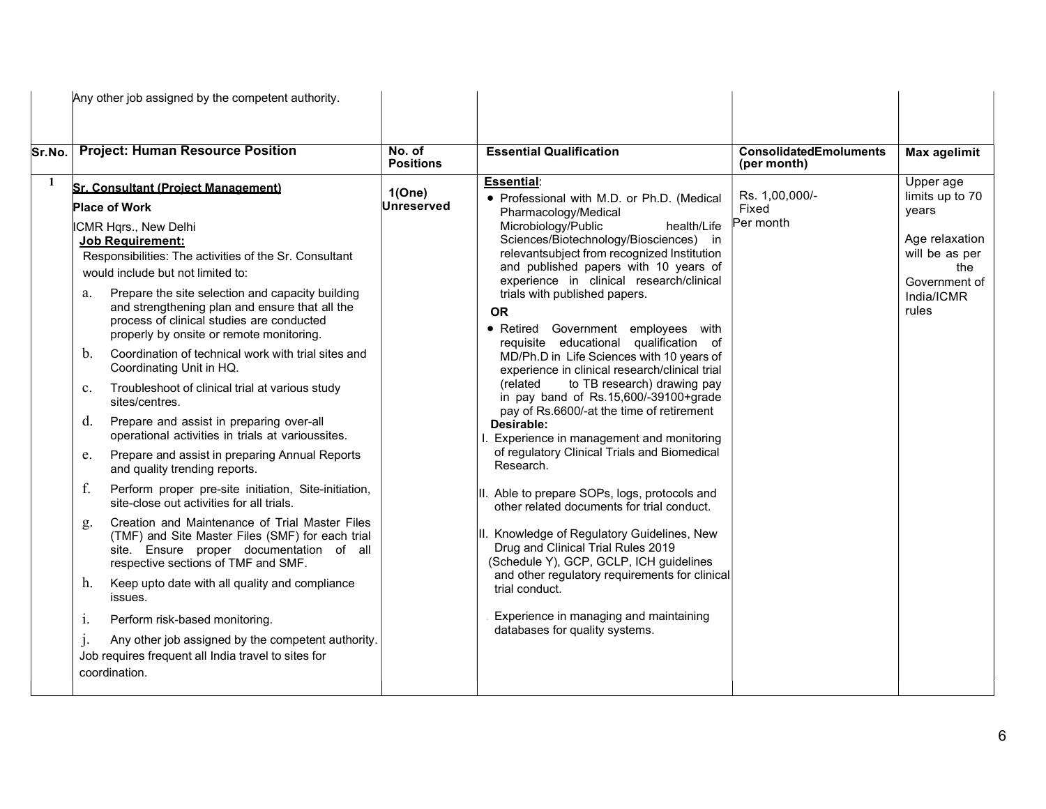| | | | | | |
|---|---|---|---|---|---|
| | Any other job assigned by the competent authority. | | | | |
| **Sr.No.** | **Project: Human Resource Position** | **No. of Positions** | **Essential Qualification** | **ConsolidatedEmoluments (per month)** | **Max agelimit** |
| 1 | **Sr. Consultant (Project Management)**<br><br>**Place of Work**<br><br>ICMR Hqrs., New Delhi<br><br>**Job Requirement:**<br><br>Responsibilities: The activities of the Sr. Consultant would include but not limited to:<br><br>a. Prepare the site selection and capacity building and strengthening plan and ensure that all the process of clinical studies are conducted properly by onsite or remote monitoring.<br><br>b. Coordination of technical work with trial sites and Coordinating Unit in HQ.<br><br>c. Troubleshoot of clinical trial at various study sites/centres.<br><br>d. Prepare and assist in preparing over-all operational activities in trials at varioussites.<br><br>e. Prepare and assist in preparing Annual Reports and quality trending reports.<br><br>f. Perform proper pre-site initiation, Site-initiation, site-close out activities for all trials.<br><br>g. Creation and Maintenance of Trial Master Files (TMF) and Site Master Files (SMF) for each trial site. Ensure proper documentation of all respective sections of TMF and SMF.<br><br>h. Keep upto date with all quality and compliance issues.<br><br>i. Perform risk-based monitoring.<br><br>j. Any other job assigned by the competent authority.<br><br>Job requires frequent all India travel to sites for coordination. | **1(One) Unreserved** | **Essential**:<br><br>• Professional with M.D. or Ph.D. (Medical Pharmacology/Medical Microbiology/Public health/Life Sciences/Biotechnology/Biosciences) in relevantsubject from recognized Institution and published papers with 10 years of experience in clinical research/clinical trials with published papers.<br><br>**OR**<br><br>• Retired Government employees with requisite educational qualification of MD/Ph.D in Life Sciences with 10 years of experience in clinical research/clinical trial (related to TB research) drawing pay in pay band of Rs.15,600/-39100+grade pay of Rs.6600/-at the time of retirement<br><br>**Desirable:**<br><br>I. Experience in management and monitoring of regulatory Clinical Trials and Biomedical Research.<br><br>II. Able to prepare SOPs, logs, protocols and other related documents for trial conduct.<br><br>II. Knowledge of Regulatory Guidelines, New Drug and Clinical Trial Rules 2019 (Schedule Y), GCP, GCLP, ICH guidelines and other regulatory requirements for clinical trial conduct.<br><br>Experience in managing and maintaining databases for quality systems. | Rs. 1,00,000/- Fixed Per month | Upper age limits up to 70 years<br><br>Age relaxation will be as per the Government of India/ICMR rules |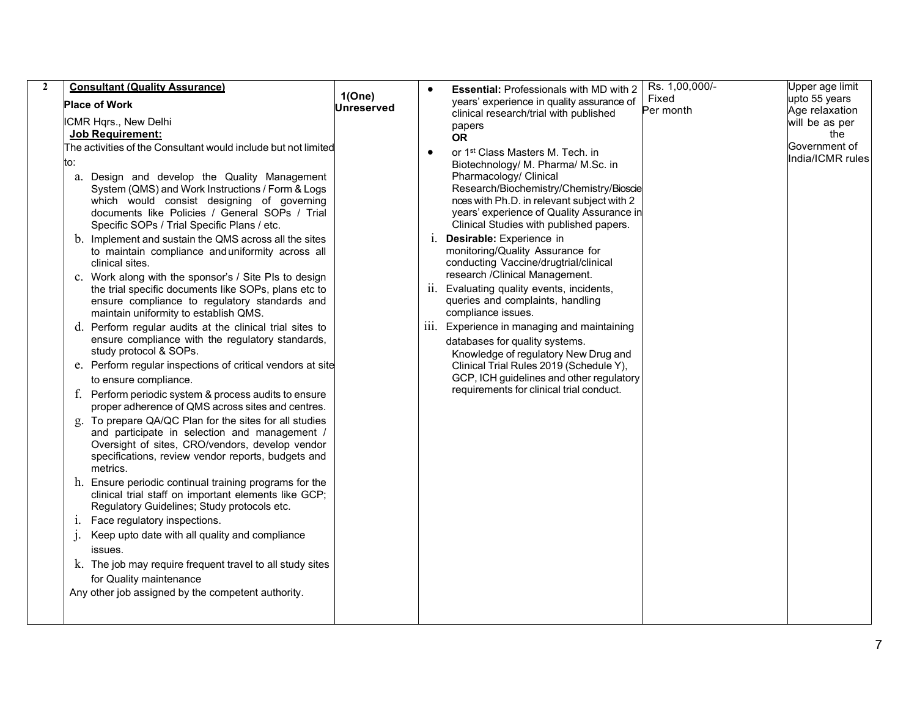| 2 | **Consultant (Quality Assurance)**<br>**Place of Work**<br>ICMR Hqrs., New Delhi<br>**Job Requirement:**<br>The activities of the Consultant would include but not limited to:<br>a. Design and develop the Quality Management System (QMS) and Work Instructions / Form & Logs which would consist designing of governing documents like Policies / General SOPs / Trial Specific SOPs / Trial Specific Plans / etc.<br>b. Implement and sustain the QMS across all the sites to maintain compliance and uniformity across all clinical sites.<br>c. Work along with the sponsor's / Site PIs to design the trial specific documents like SOPs, plans etc to ensure compliance to regulatory standards and maintain uniformity to establish QMS.<br>d. Perform regular audits at the clinical trial sites to ensure compliance with the regulatory standards, study protocol & SOPs.<br>e. Perform regular inspections of critical vendors at site to ensure compliance.<br>f. Perform periodic system & process audits to ensure proper adherence of QMS across sites and centres.<br>g. To prepare QA/QC Plan for the sites for all studies and participate in selection and management / Oversight of sites, CRO/vendors, develop vendor specifications, review vendor reports, budgets and metrics.<br>h. Ensure periodic continual training programs for the clinical trial staff on important elements like GCP; Regulatory Guidelines; Study protocols etc.<br>i. Face regulatory inspections.<br>j. Keep upto date with all quality and compliance issues.<br>k. The job may require frequent travel to all study sites for Quality maintenance<br>Any other job assigned by the competent authority. | **1(One) Unreserved** | • **Essential:** Professionals with MD with 2 years' experience in quality assurance of clinical research/trial with published papers<br>**OR**<br>• or 1st Class Masters M. Tech. in Biotechnology/ M. Pharma/ M.Sc. in Pharmacology/ Clinical Research/Biochemistry/Chemistry/Biosciences with Ph.D. in relevant subject with 2 years' experience of Quality Assurance in Clinical Studies with published papers.<br>i. **Desirable:** Experience in monitoring/Quality Assurance for conducting Vaccine/drugtrial/clinical research /Clinical Management.<br>ii. Evaluating quality events, incidents, queries and complaints, handling compliance issues.<br>iii. Experience in managing and maintaining databases for quality systems.<br>Knowledge of regulatory New Drug and Clinical Trial Rules 2019 (Schedule Y), GCP, ICH guidelines and other regulatory requirements for clinical trial conduct. | Rs. 1,00,000/- Fixed Per month | Upper age limit upto 55 years Age relaxation will be as per the Government of India/ICMR rules |
|---|---|---|---|---|---|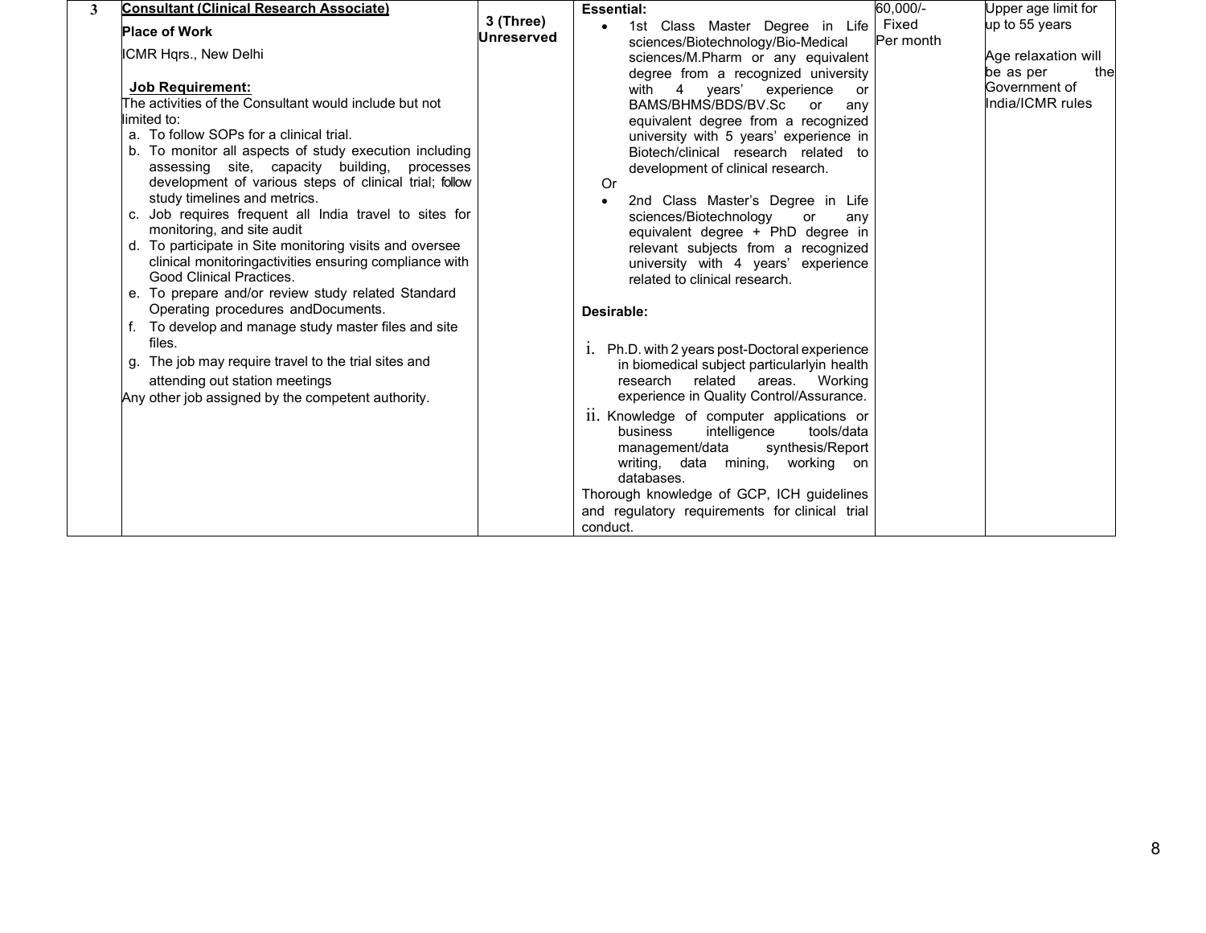| 3 | **Consultant (Clinical Research Associate)**<br>**Place of Work**<br>ICMR Hqrs., New Delhi<br><br>**Job Requirement:**<br>The activities of the Consultant would include but not limited to:<br>a. To follow SOPs for a clinical trial.<br>b. To monitor all aspects of study execution including assessing site, capacity building, processes development of various steps of clinical trial; follow study timelines and metrics.<br>c. Job requires frequent all India travel to sites for monitoring, and site audit<br>d. To participate in Site monitoring visits and oversee clinical monitoringactivities ensuring compliance with Good Clinical Practices.<br>e. To prepare and/or review study related Standard Operating procedures andDocuments.<br>f. To develop and manage study master files and site files.<br>g. The job may require travel to the trial sites and attending out station meetings<br>Any other job assigned by the competent authority. | **3 (Three) Unreserved** | **Essential:**<br>• 1st Class Master Degree in Life sciences/Biotechnology/Bio-Medical sciences/M.Pharm or any equivalent degree from a recognized university with 4 years' experience or BAMS/BHMS/BDS/BV.Sc or any equivalent degree from a recognized university with 5 years' experience in Biotech/clinical research related to development of clinical research.<br>Or<br>• 2nd Class Master's Degree in Life sciences/Biotechnology or any equivalent degree + PhD degree in relevant subjects from a recognized university with 4 years' experience related to clinical research.<br><br>**Desirable:**<br>i. Ph.D. with 2 years post-Doctoral experience in biomedical subject particularlyin health research related areas. Working experience in Quality Control/Assurance.<br>ii. Knowledge of computer applications or business intelligence tools/data management/data synthesis/Report writing, data mining, working on databases.<br>Thorough knowledge of GCP, ICH guidelines and regulatory requirements for clinical trial conduct. | 60,000/- Fixed Per month | Upper age limit for up to 55 years<br><br>Age relaxation will be as per the Government of India/ICMR rules |
|---|---|---|---|---|---|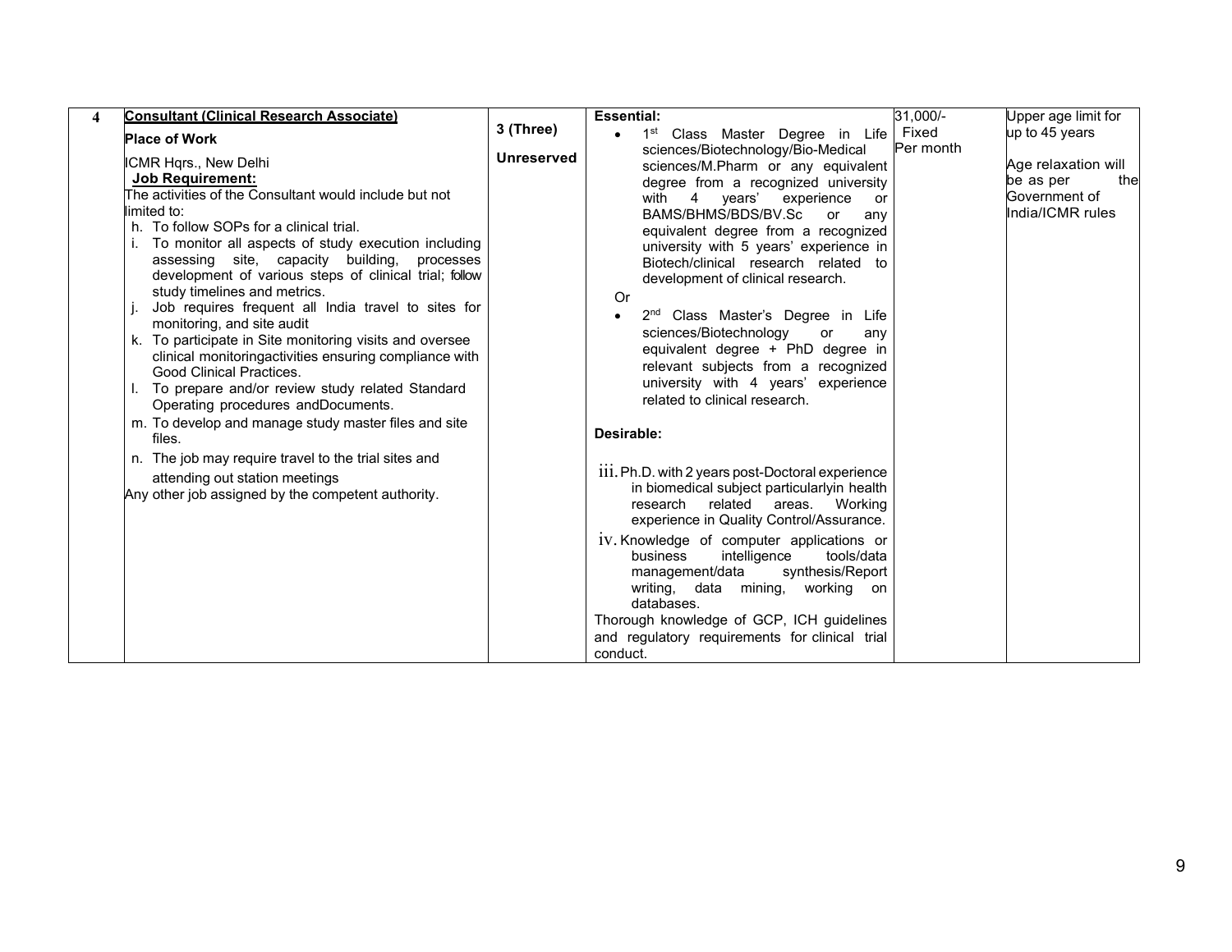| 4 | **Consultant (Clinical Research Associate)**<br><br>**Place of Work**<br><br>ICMR Hqrs., New Delhi<br>**Job Requirement:**<br>The activities of the Consultant would include but not limited to:<br>h. To follow SOPs for a clinical trial.<br>i. To monitor all aspects of study execution including assessing site, capacity building, processes development of various steps of clinical trial; follow study timelines and metrics.<br>j. Job requires frequent all India travel to sites for monitoring, and site audit<br>k. To participate in Site monitoring visits and oversee clinical monitoringactivities ensuring compliance with Good Clinical Practices.<br>l. To prepare and/or review study related Standard Operating procedures andDocuments.<br>m. To develop and manage study master files and site files.<br>n. The job may require travel to the trial sites and attending out station meetings<br>Any other job assigned by the competent authority. | 3 (Three)<br><br>**Unreserved** | **Essential:**<br>• 1st Class Master Degree in Life sciences/Biotechnology/Bio-Medical sciences/M.Pharm or any equivalent degree from a recognized university with 4 years' experience or BAMS/BHMS/BDS/BV.Sc or any equivalent degree from a recognized university with 5 years' experience in Biotech/clinical research related to development of clinical research.<br>Or<br>• 2nd Class Master's Degree in Life sciences/Biotechnology or any equivalent degree + PhD degree in relevant subjects from a recognized university with 4 years' experience related to clinical research.<br><br>**Desirable:**<br><br>iii. Ph.D. with 2 years post-Doctoral experience in biomedical subject particularlyin health research related areas. Working experience in Quality Control/Assurance.<br>iv. Knowledge of computer applications or business intelligence tools/data management/data synthesis/Report writing, data mining, working on databases.<br>Thorough knowledge of GCP, ICH guidelines and regulatory requirements for clinical trial conduct. | 31,000/-<br>Fixed<br>Per month | Upper age limit for up to 45 years<br><br>Age relaxation will be as per the Government of India/ICMR rules |
|---|---|---|---|---|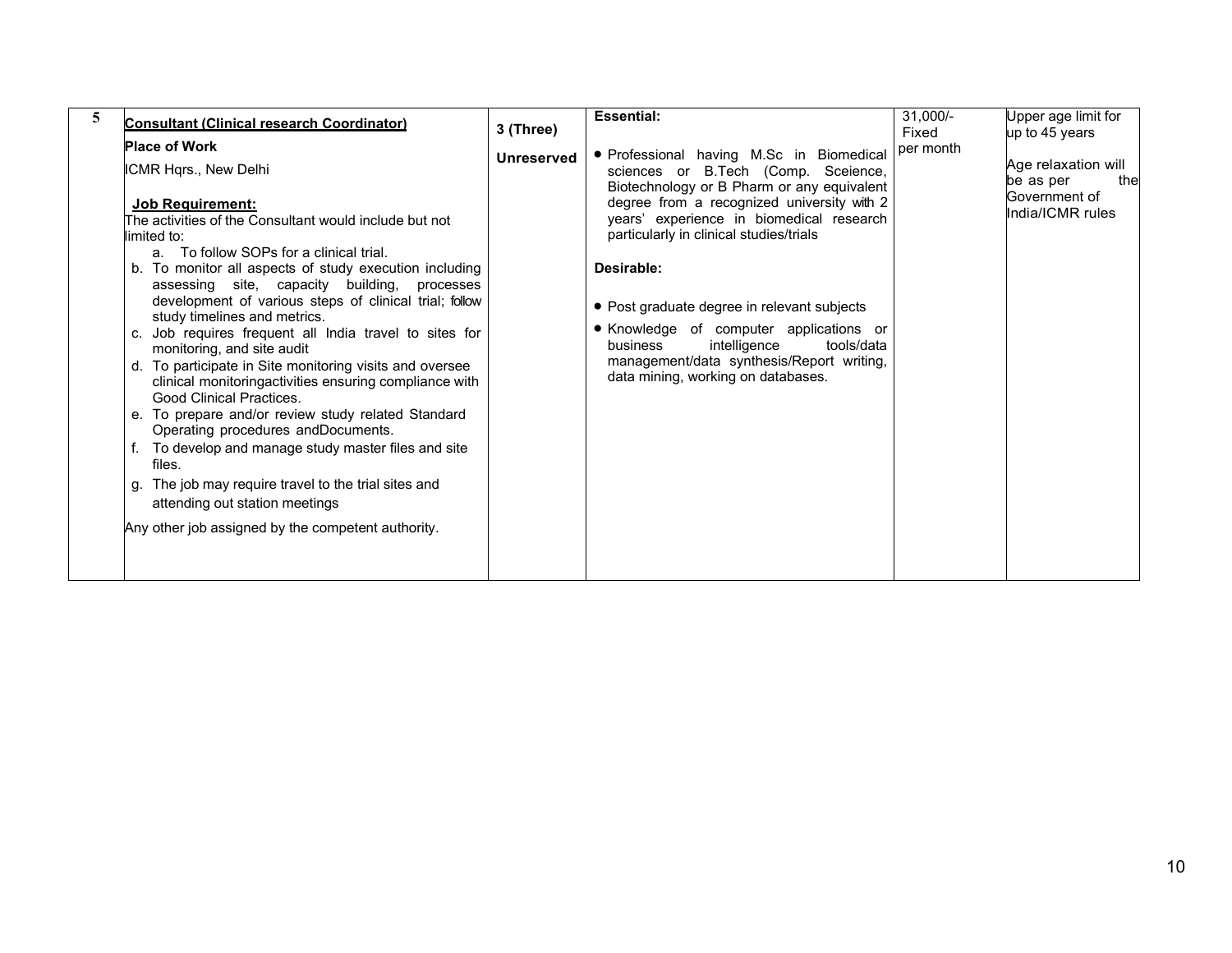| 5 | **Consultant (Clinical research Coordinator)**<br><br>**Place of Work**<br><br>ICMR Hqrs., New Delhi<br><br>**Job Requirement:**<br>The activities of the Consultant would include but not limited to:<br>a. To follow SOPs for a clinical trial.<br>b. To monitor all aspects of study execution including assessing site, capacity building, processes development of various steps of clinical trial; follow study timelines and metrics.<br>c. Job requires frequent all India travel to sites for monitoring, and site audit<br>d. To participate in Site monitoring visits and oversee clinical monitoringactivities ensuring compliance with Good Clinical Practices.<br>e. To prepare and/or review study related Standard Operating procedures andDocuments.<br>f. To develop and manage study master files and site files.<br>g. The job may require travel to the trial sites and attending out station meetings<br><br>Any other job assigned by the competent authority. | 3 (Three)<br><br>Unreserved | **Essential:**<br><br>• Professional having M.Sc in Biomedical sciences or B.Tech (Comp. Sceience, Biotechnology or B Pharm or any equivalent degree from a recognized university with 2 years' experience in biomedical research particularly in clinical studies/trials<br><br>**Desirable:**<br><br>• Post graduate degree in relevant subjects<br>• Knowledge of computer applications or business intelligence tools/data management/data synthesis/Report writing, data mining, working on databases. | 31,000/- Fixed per month | Upper age limit for up to 45 years<br><br>Age relaxation will be as per the Government of India/ICMR rules |
|---|---|---|---|---|---|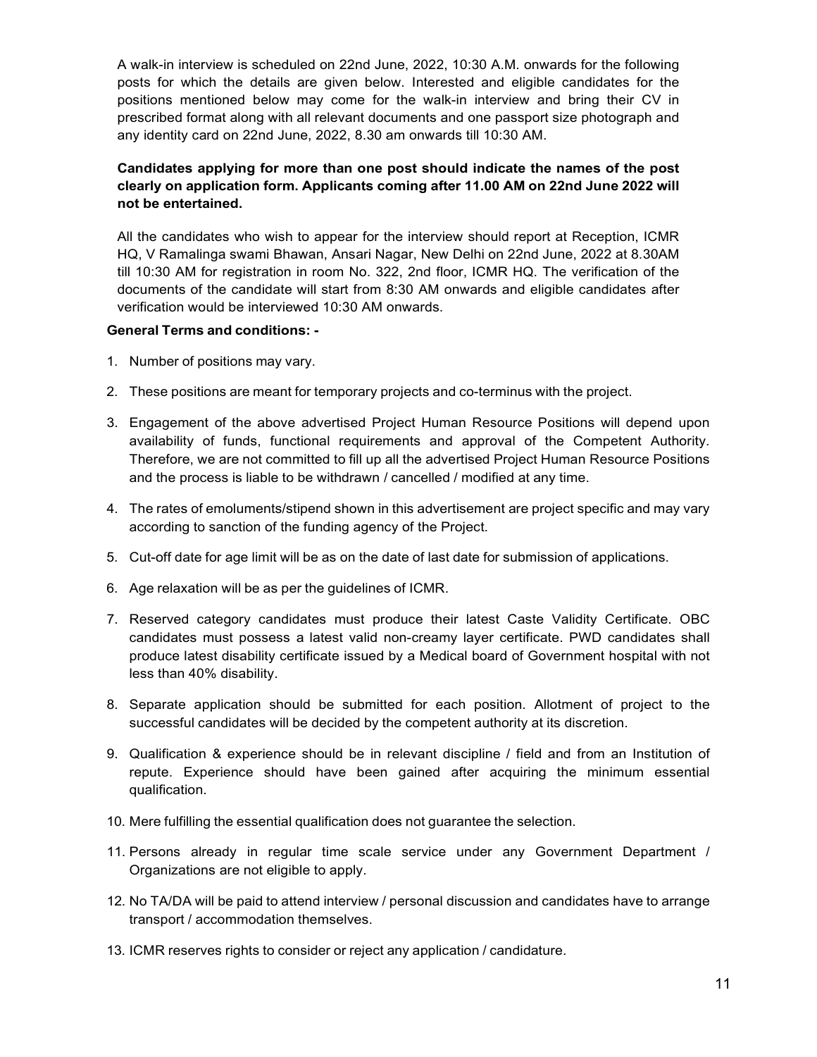A walk-in interview is scheduled on 22nd June, 2022, 10:30 A.M. onwards for the following posts for which the details are given below. Interested and eligible candidates for the positions mentioned below may come for the walk-in interview and bring their CV in prescribed format along with all relevant documents and one passport size photograph and any identity card on 22nd June, 2022, 8.30 am onwards till 10:30 AM.

**Candidates applying for more than one post should indicate the names of the post clearly on application form. Applicants coming after 11.00 AM on 22nd June 2022 will not be entertained.**

All the candidates who wish to appear for the interview should report at Reception, ICMR HQ, V Ramalinga swami Bhawan, Ansari Nagar, New Delhi on 22nd June, 2022 at 8.30AM till 10:30 AM for registration in room No. 322, 2nd floor, ICMR HQ. The verification of the documents of the candidate will start from 8:30 AM onwards and eligible candidates after verification would be interviewed 10:30 AM onwards.

**General Terms and conditions: -**

1. Number of positions may vary.
2. These positions are meant for temporary projects and co-terminus with the project.
3. Engagement of the above advertised Project Human Resource Positions will depend upon availability of funds, functional requirements and approval of the Competent Authority. Therefore, we are not committed to fill up all the advertised Project Human Resource Positions and the process is liable to be withdrawn / cancelled / modified at any time.
4. The rates of emoluments/stipend shown in this advertisement are project specific and may vary according to sanction of the funding agency of the Project.
5. Cut-off date for age limit will be as on the date of last date for submission of applications.
6. Age relaxation will be as per the guidelines of ICMR.
7. Reserved category candidates must produce their latest Caste Validity Certificate. OBC candidates must possess a latest valid non-creamy layer certificate. PWD candidates shall produce latest disability certificate issued by a Medical board of Government hospital with not less than 40% disability.
8. Separate application should be submitted for each position. Allotment of project to the successful candidates will be decided by the competent authority at its discretion.
9. Qualification & experience should be in relevant discipline / field and from an Institution of repute. Experience should have been gained after acquiring the minimum essential qualification.
10. Mere fulfilling the essential qualification does not guarantee the selection.
11. Persons already in regular time scale service under any Government Department / Organizations are not eligible to apply.
12. No TA/DA will be paid to attend interview / personal discussion and candidates have to arrange transport / accommodation themselves.
13. ICMR reserves rights to consider or reject any application / candidature.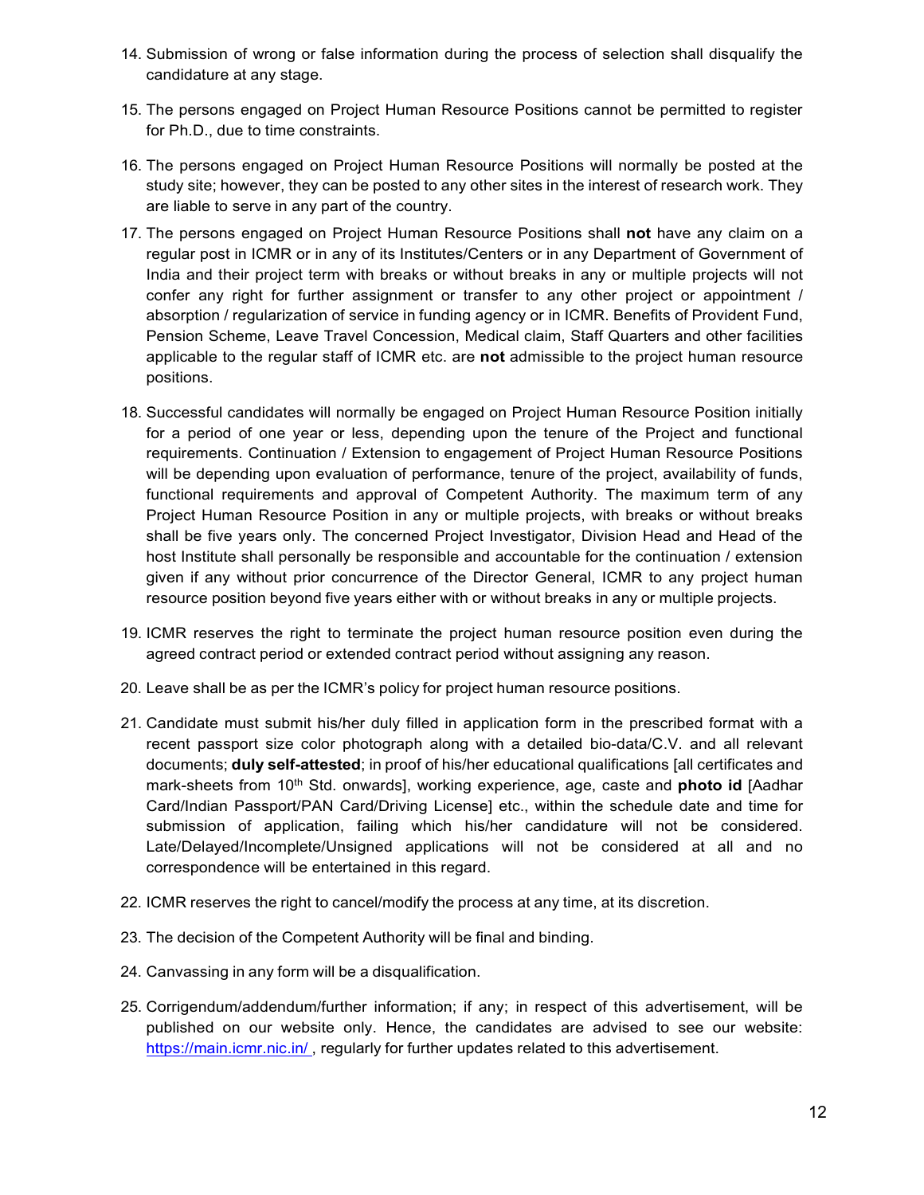14. Submission of wrong or false information during the process of selection shall disqualify the candidature at any stage.

15. The persons engaged on Project Human Resource Positions cannot be permitted to register for Ph.D., due to time constraints.

16. The persons engaged on Project Human Resource Positions will normally be posted at the study site; however, they can be posted to any other sites in the interest of research work. They are liable to serve in any part of the country.

17. The persons engaged on Project Human Resource Positions shall **not** have any claim on a regular post in ICMR or in any of its Institutes/Centers or in any Department of Government of India and their project term with breaks or without breaks in any or multiple projects will not confer any right for further assignment or transfer to any other project or appointment / absorption / regularization of service in funding agency or in ICMR. Benefits of Provident Fund, Pension Scheme, Leave Travel Concession, Medical claim, Staff Quarters and other facilities applicable to the regular staff of ICMR etc. are **not** admissible to the project human resource positions.

18. Successful candidates will normally be engaged on Project Human Resource Position initially for a period of one year or less, depending upon the tenure of the Project and functional requirements. Continuation / Extension to engagement of Project Human Resource Positions will be depending upon evaluation of performance, tenure of the project, availability of funds, functional requirements and approval of Competent Authority. The maximum term of any Project Human Resource Position in any or multiple projects, with breaks or without breaks shall be five years only. The concerned Project Investigator, Division Head and Head of the host Institute shall personally be responsible and accountable for the continuation / extension given if any without prior concurrence of the Director General, ICMR to any project human resource position beyond five years either with or without breaks in any or multiple projects.

19. ICMR reserves the right to terminate the project human resource position even during the agreed contract period or extended contract period without assigning any reason.

20. Leave shall be as per the ICMR's policy for project human resource positions.

21. Candidate must submit his/her duly filled in application form in the prescribed format with a recent passport size color photograph along with a detailed bio-data/C.V. and all relevant documents; **duly self-attested**; in proof of his/her educational qualifications [all certificates and mark-sheets from 10th Std. onwards], working experience, age, caste and **photo id** [Aadhar Card/Indian Passport/PAN Card/Driving License] etc., within the schedule date and time for submission of application, failing which his/her candidature will not be considered. Late/Delayed/Incomplete/Unsigned applications will not be considered at all and no correspondence will be entertained in this regard.

22. ICMR reserves the right to cancel/modify the process at any time, at its discretion.

23. The decision of the Competent Authority will be final and binding.

24. Canvassing in any form will be a disqualification.

25. Corrigendum/addendum/further information; if any; in respect of this advertisement, will be published on our website only. Hence, the candidates are advised to see our website: https://main.icmr.nic.in/ , regularly for further updates related to this advertisement.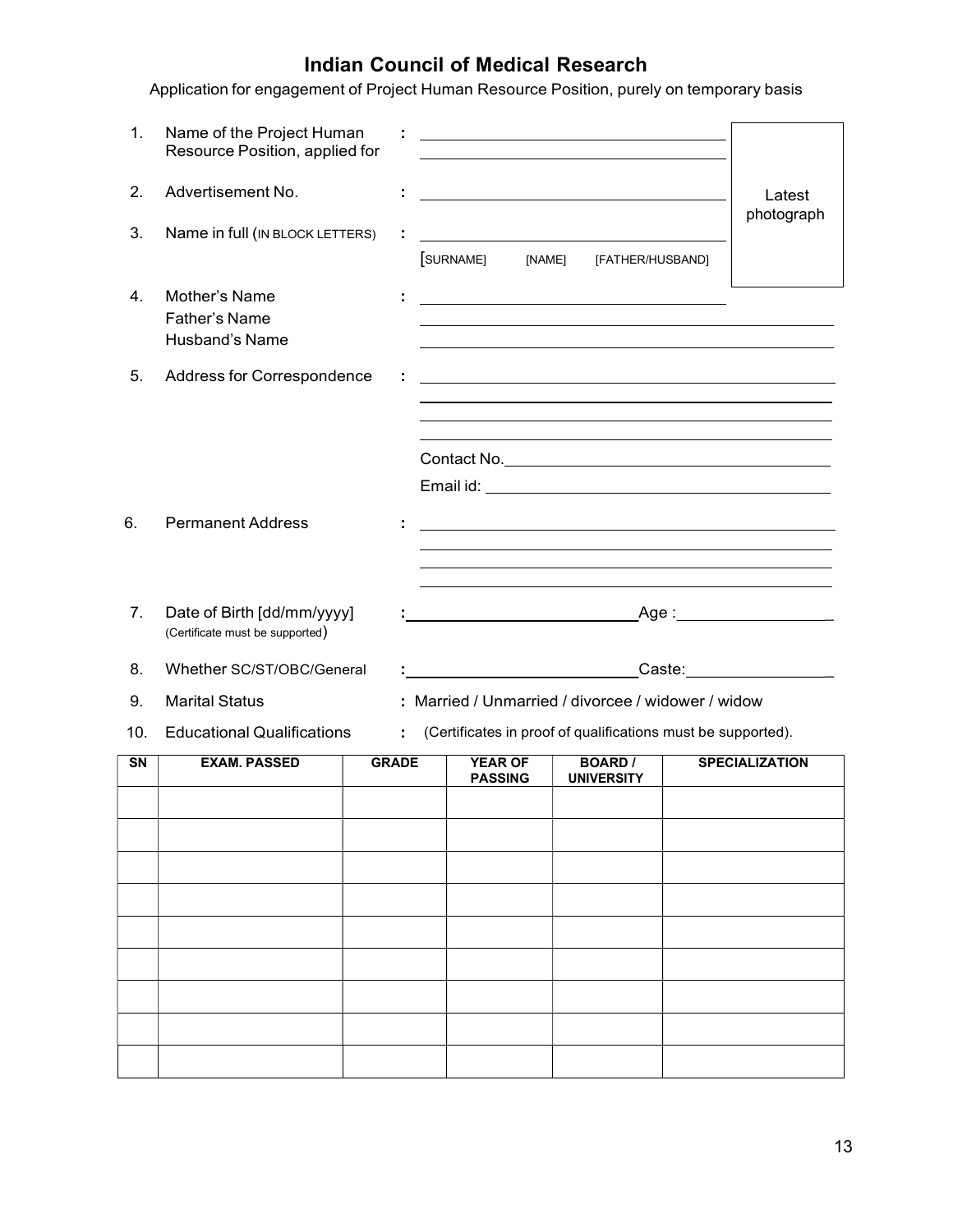# Indian Council of Medical Research

Application for engagement of Project Human Resource Position, purely on temporary basis

1. Name of the Project Human Resource Position, applied for : ______________________

2. Advertisement No. : ______________________

3. Name in full (IN BLOCK LETTERS) : ______________________
   [SURNAME] [NAME] [FATHER/HUSBAND]

Latest photograph

4. Mother's Name : ______________________
   Father's Name ______________________
   Husband's Name ______________________

5. Address for Correspondence : ______________________
   ______________________
   ______________________
   ______________________
   Contact No. ______________________
   Email id: ______________________

6. Permanent Address : ______________________
   ______________________
   ______________________
   ______________________

7. Date of Birth [dd/mm/yyyy] (Certificate must be supported) : ______________________ Age : ______________________

8. Whether SC/ST/OBC/General : ______________________ Caste: ______________________

9. Marital Status : Married / Unmarried / divorcee / widower / widow

10. Educational Qualifications : (Certificates in proof of qualifications must be supported).

| SN | EXAM. PASSED | GRADE | YEAR OF PASSING | BOARD / UNIVERSITY | SPECIALIZATION |
|---|---|---|---|---|---|
| | | | | | |
| | | | | | |
| | | | | | |
| | | | | | |
| | | | | | |
| | | | | | |
| | | | | | |
| | | | | | |
| | | | | | |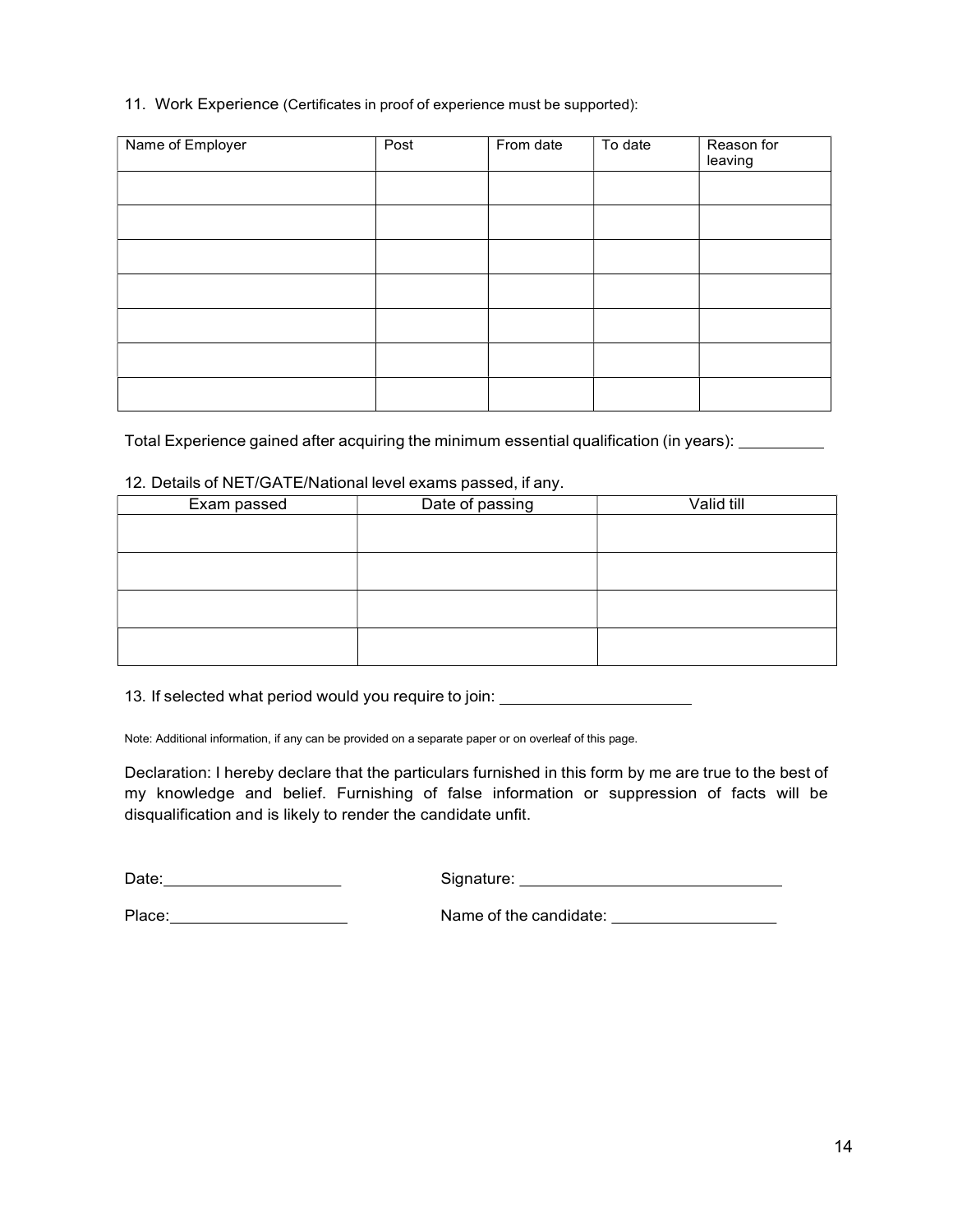11. Work Experience (Certificates in proof of experience must be supported):

| Name of Employer | Post | From date | To date | Reason for leaving |
|---|---|---|---|---|
| | | | | |
| | | | | |
| | | | | |
| | | | | |
| | | | | |
| | | | | |
| | | | | |

Total Experience gained after acquiring the minimum essential qualification (in years): __________

12. Details of NET/GATE/National level exams passed, if any.

| Exam passed | Date of passing | Valid till |
|---|---|---|
| | | |
| | | |
| | | |
| | | |

13. If selected what period would you require to join: ______________________

Note: Additional information, if any can be provided on a separate paper or on overleaf of this page.

Declaration: I hereby declare that the particulars furnished in this form by me are true to the best of my knowledge and belief. Furnishing of false information or suppression of facts will be disqualification and is likely to render the candidate unfit.

Date: ____________________ Signature: ______________________________

Place: ____________________ Name of the candidate: ___________________